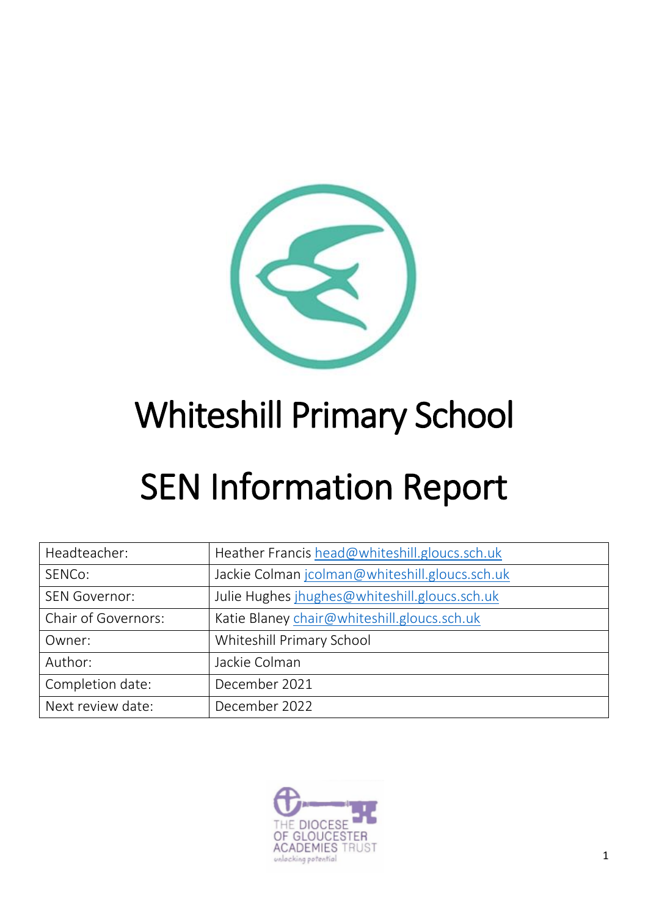# Whiteshill Primary School

# SEN Information Report

| | |
|---|---|
| Headteacher: | Heather Francis head@whiteshill.gloucs.sch.uk |
| SENCo: | Jackie Colman jcolman@whiteshill.gloucs.sch.uk |
| SEN Governor: | Julie Hughes jhughes@whiteshill.gloucs.sch.uk |
| Chair of Governors: | Katie Blaney chair@whiteshill.gloucs.sch.uk |
| Owner: | Whiteshill Primary School |
| Author: | Jackie Colman |
| Completion date: | December 2021 |
| Next review date: | December 2022 |

THE DIOCESE OF GLOUCESTER ACADEMIES TRUST
unlocking potential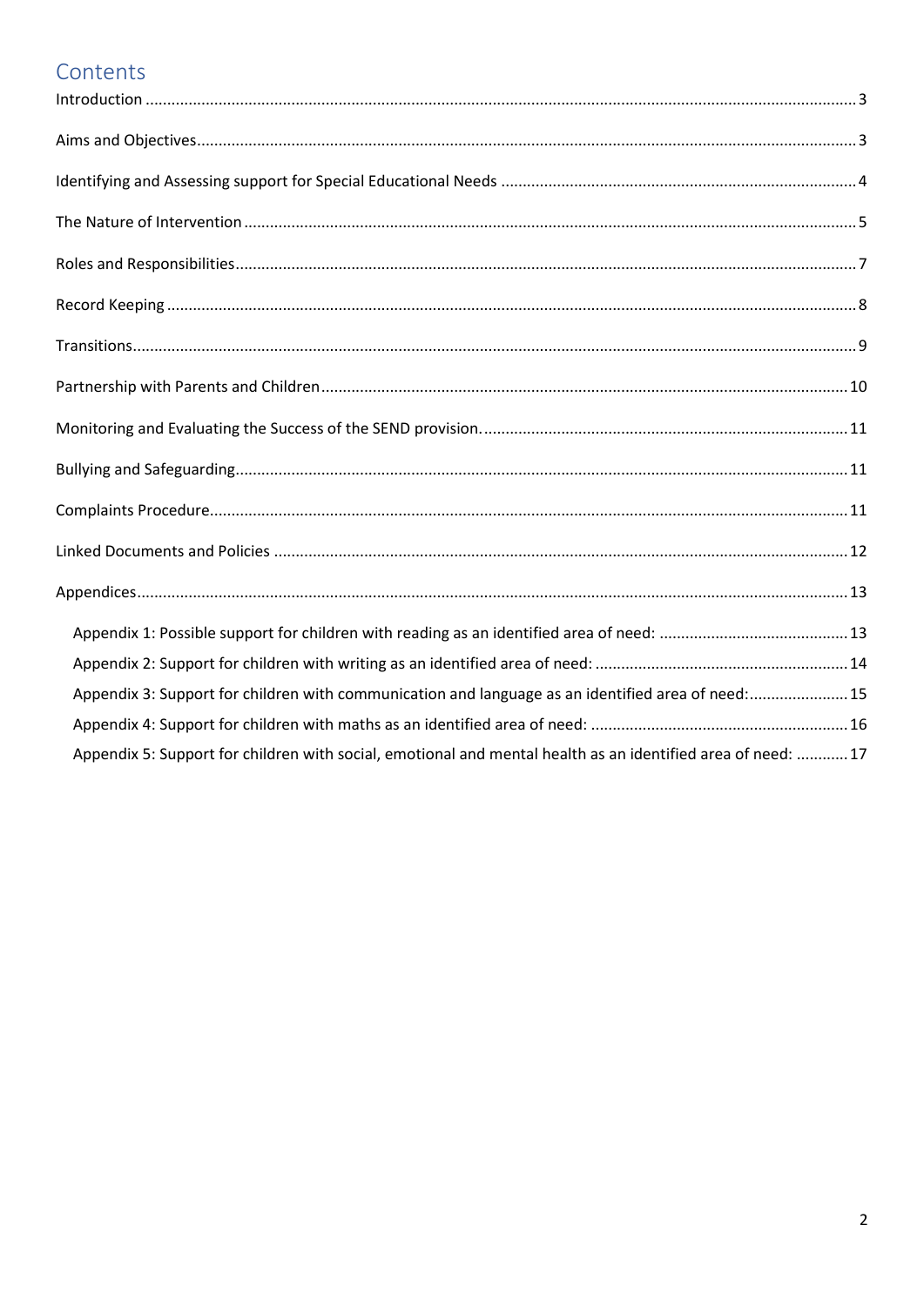## Contents

Introduction ... 3

Aims and Objectives ... 3

Identifying and Assessing support for Special Educational Needs ... 4

The Nature of Intervention ... 5

Roles and Responsibilities ... 7

Record Keeping ... 8

Transitions ... 9

Partnership with Parents and Children ... 10

Monitoring and Evaluating the Success of the SEND provision. ... 11

Bullying and Safeguarding ... 11

Complaints Procedure ... 11

Linked Documents and Policies ... 12

Appendices ... 13

- Appendix 1: Possible support for children with reading as an identified area of need: ... 13
- Appendix 2: Support for children with writing as an identified area of need: ... 14
- Appendix 3: Support for children with communication and language as an identified area of need: ... 15
- Appendix 4: Support for children with maths as an identified area of need: ... 16
- Appendix 5: Support for children with social, emotional and mental health as an identified area of need: ... 17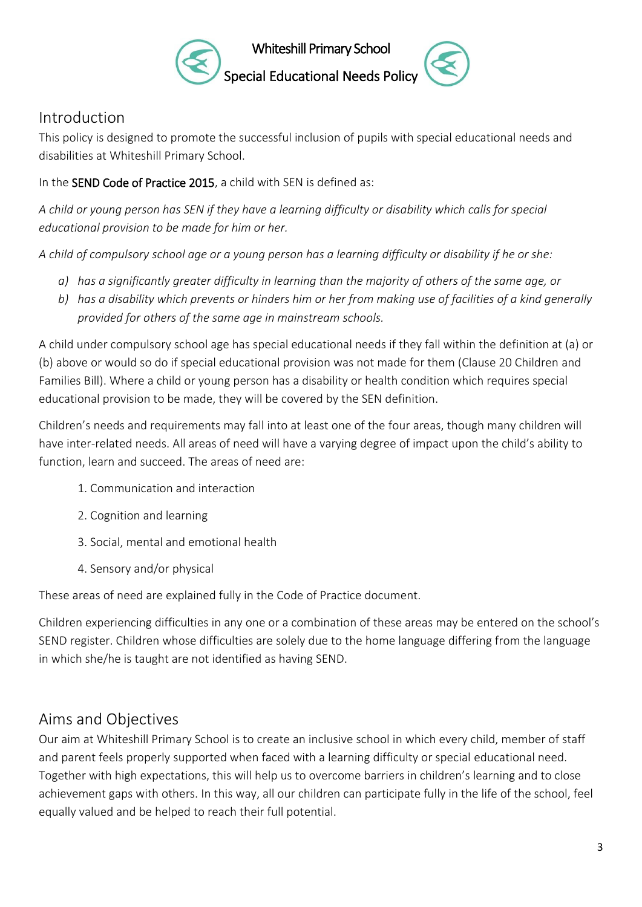## Introduction

This policy is designed to promote the successful inclusion of pupils with special educational needs and disabilities at Whiteshill Primary School.

In the **SEND Code of Practice 2015**, a child with SEN is defined as:

*A child or young person has SEN if they have a learning difficulty or disability which calls for special educational provision to be made for him or her.*

*A child of compulsory school age or a young person has a learning difficulty or disability if he or she:*

*a) has a significantly greater difficulty in learning than the majority of others of the same age, or*

*b) has a disability which prevents or hinders him or her from making use of facilities of a kind generally provided for others of the same age in mainstream schools.*

A child under compulsory school age has special educational needs if they fall within the definition at (a) or (b) above or would so do if special educational provision was not made for them (Clause 20 Children and Families Bill). Where a child or young person has a disability or health condition which requires special educational provision to be made, they will be covered by the SEN definition.

Children's needs and requirements may fall into at least one of the four areas, though many children will have inter-related needs. All areas of need will have a varying degree of impact upon the child's ability to function, learn and succeed. The areas of need are:

1. Communication and interaction
2. Cognition and learning
3. Social, mental and emotional health
4. Sensory and/or physical

These areas of need are explained fully in the Code of Practice document.

Children experiencing difficulties in any one or a combination of these areas may be entered on the school's SEND register. Children whose difficulties are solely due to the home language differing from the language in which she/he is taught are not identified as having SEND.

## Aims and Objectives

Our aim at Whiteshill Primary School is to create an inclusive school in which every child, member of staff and parent feels properly supported when faced with a learning difficulty or special educational need. Together with high expectations, this will help us to overcome barriers in children's learning and to close achievement gaps with others. In this way, all our children can participate fully in the life of the school, feel equally valued and be helped to reach their full potential.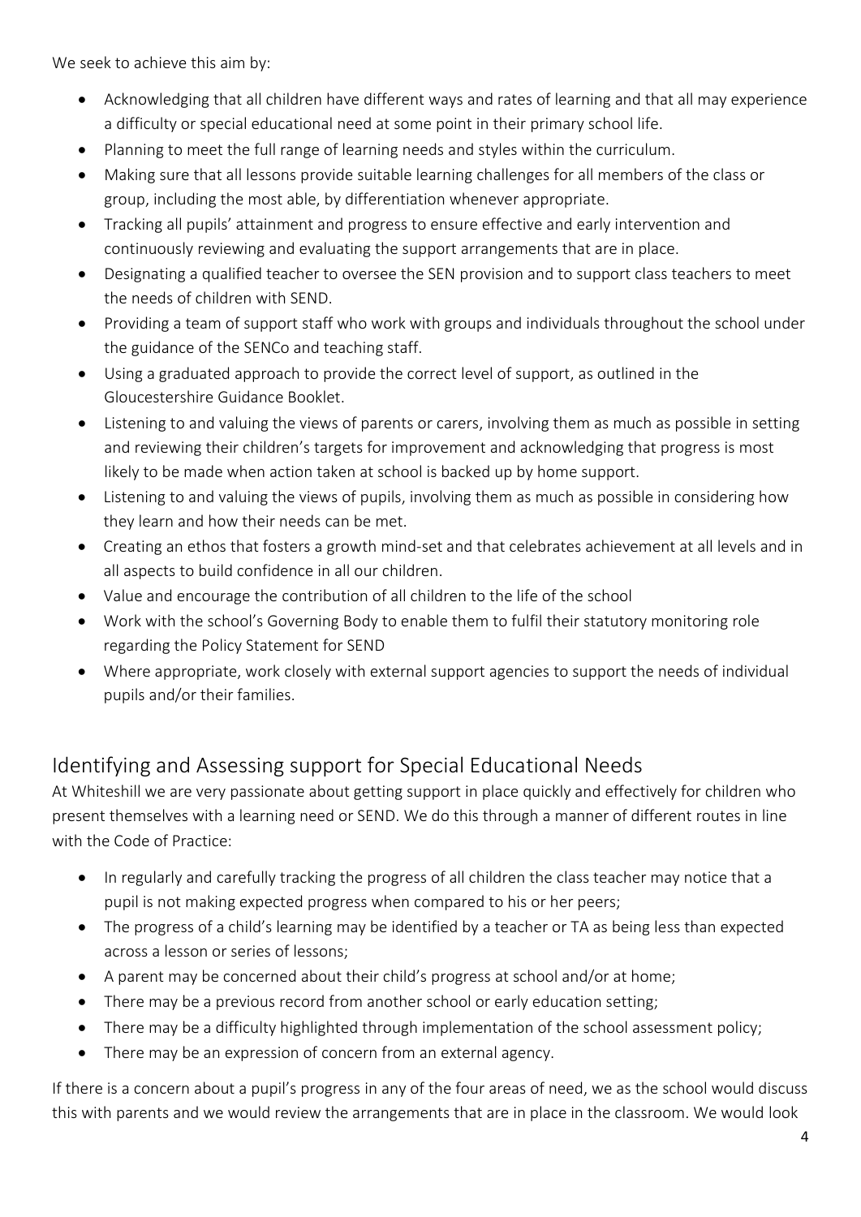We seek to achieve this aim by:

- Acknowledging that all children have different ways and rates of learning and that all may experience a difficulty or special educational need at some point in their primary school life.
- Planning to meet the full range of learning needs and styles within the curriculum.
- Making sure that all lessons provide suitable learning challenges for all members of the class or group, including the most able, by differentiation whenever appropriate.
- Tracking all pupils' attainment and progress to ensure effective and early intervention and continuously reviewing and evaluating the support arrangements that are in place.
- Designating a qualified teacher to oversee the SEN provision and to support class teachers to meet the needs of children with SEND.
- Providing a team of support staff who work with groups and individuals throughout the school under the guidance of the SENCo and teaching staff.
- Using a graduated approach to provide the correct level of support, as outlined in the Gloucestershire Guidance Booklet.
- Listening to and valuing the views of parents or carers, involving them as much as possible in setting and reviewing their children's targets for improvement and acknowledging that progress is most likely to be made when action taken at school is backed up by home support.
- Listening to and valuing the views of pupils, involving them as much as possible in considering how they learn and how their needs can be met.
- Creating an ethos that fosters a growth mind-set and that celebrates achievement at all levels and in all aspects to build confidence in all our children.
- Value and encourage the contribution of all children to the life of the school
- Work with the school's Governing Body to enable them to fulfil their statutory monitoring role regarding the Policy Statement for SEND
- Where appropriate, work closely with external support agencies to support the needs of individual pupils and/or their families.

## Identifying and Assessing support for Special Educational Needs

At Whiteshill we are very passionate about getting support in place quickly and effectively for children who present themselves with a learning need or SEND. We do this through a manner of different routes in line with the Code of Practice:

- In regularly and carefully tracking the progress of all children the class teacher may notice that a pupil is not making expected progress when compared to his or her peers;
- The progress of a child's learning may be identified by a teacher or TA as being less than expected across a lesson or series of lessons;
- A parent may be concerned about their child's progress at school and/or at home;
- There may be a previous record from another school or early education setting;
- There may be a difficulty highlighted through implementation of the school assessment policy;
- There may be an expression of concern from an external agency.

If there is a concern about a pupil's progress in any of the four areas of need, we as the school would discuss this with parents and we would review the arrangements that are in place in the classroom. We would look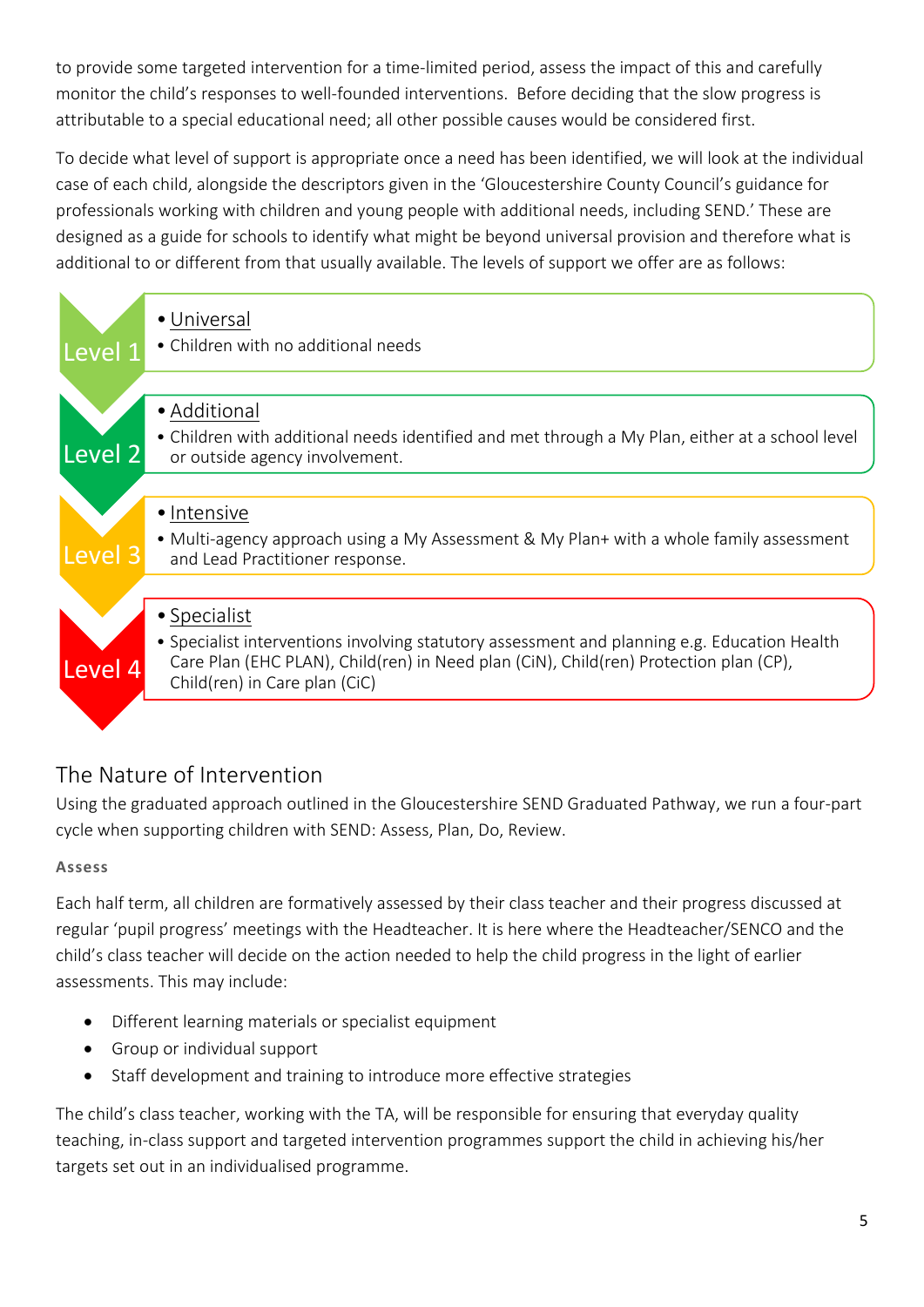to provide some targeted intervention for a time-limited period, assess the impact of this and carefully monitor the child's responses to well-founded interventions. Before deciding that the slow progress is attributable to a special educational need; all other possible causes would be considered first.

To decide what level of support is appropriate once a need has been identified, we will look at the individual case of each child, alongside the descriptors given in the 'Gloucestershire County Council's guidance for professionals working with children and young people with additional needs, including SEND.' These are designed as a guide for schools to identify what might be beyond universal provision and therefore what is additional to or different from that usually available. The levels of support we offer are as follows:

**Level 1**
- Universal
- Children with no additional needs

**Level 2**
- Additional
- Children with additional needs identified and met through a My Plan, either at a school level or outside agency involvement.

**Level 3**
- Intensive
- Multi-agency approach using a My Assessment & My Plan+ with a whole family assessment and Lead Practitioner response.

**Level 4**
- Specialist
- Specialist interventions involving statutory assessment and planning e.g. Education Health Care Plan (EHC PLAN), Child(ren) in Need plan (CiN), Child(ren) Protection plan (CP), Child(ren) in Care plan (CiC)

## The Nature of Intervention

Using the graduated approach outlined in the Gloucestershire SEND Graduated Pathway, we run a four-part cycle when supporting children with SEND: Assess, Plan, Do, Review.

### Assess

Each half term, all children are formatively assessed by their class teacher and their progress discussed at regular 'pupil progress' meetings with the Headteacher. It is here where the Headteacher/SENCO and the child's class teacher will decide on the action needed to help the child progress in the light of earlier assessments. This may include:

- Different learning materials or specialist equipment
- Group or individual support
- Staff development and training to introduce more effective strategies

The child's class teacher, working with the TA, will be responsible for ensuring that everyday quality teaching, in-class support and targeted intervention programmes support the child in achieving his/her targets set out in an individualised programme.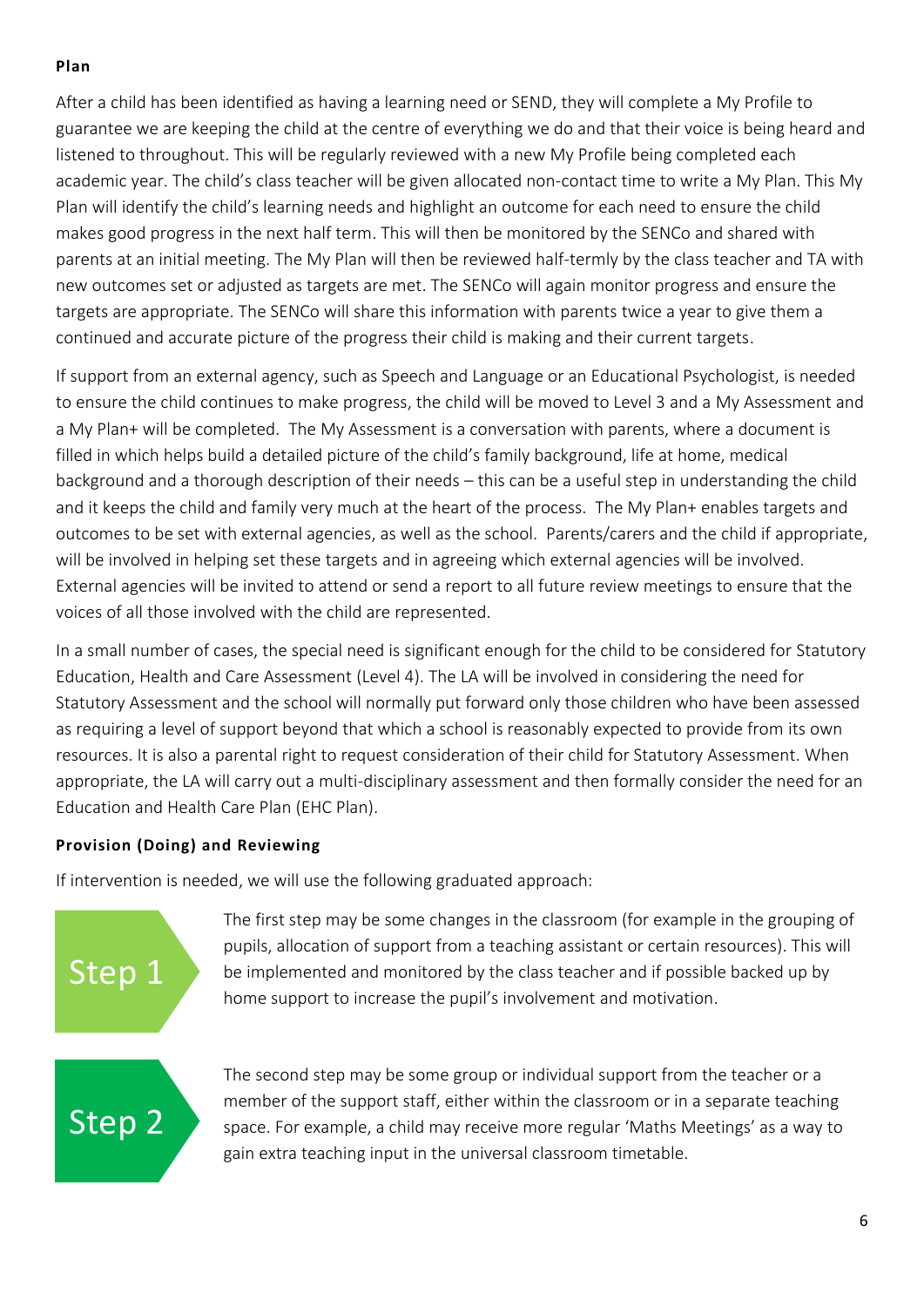**Plan**

After a child has been identified as having a learning need or SEND, they will complete a My Profile to guarantee we are keeping the child at the centre of everything we do and that their voice is being heard and listened to throughout. This will be regularly reviewed with a new My Profile being completed each academic year. The child's class teacher will be given allocated non-contact time to write a My Plan. This My Plan will identify the child's learning needs and highlight an outcome for each need to ensure the child makes good progress in the next half term. This will then be monitored by the SENCo and shared with parents at an initial meeting. The My Plan will then be reviewed half-termly by the class teacher and TA with new outcomes set or adjusted as targets are met. The SENCo will again monitor progress and ensure the targets are appropriate. The SENCo will share this information with parents twice a year to give them a continued and accurate picture of the progress their child is making and their current targets.

If support from an external agency, such as Speech and Language or an Educational Psychologist, is needed to ensure the child continues to make progress, the child will be moved to Level 3 and a My Assessment and a My Plan+ will be completed. The My Assessment is a conversation with parents, where a document is filled in which helps build a detailed picture of the child's family background, life at home, medical background and a thorough description of their needs – this can be a useful step in understanding the child and it keeps the child and family very much at the heart of the process. The My Plan+ enables targets and outcomes to be set with external agencies, as well as the school. Parents/carers and the child if appropriate, will be involved in helping set these targets and in agreeing which external agencies will be involved. External agencies will be invited to attend or send a report to all future review meetings to ensure that the voices of all those involved with the child are represented.

In a small number of cases, the special need is significant enough for the child to be considered for Statutory Education, Health and Care Assessment (Level 4). The LA will be involved in considering the need for Statutory Assessment and the school will normally put forward only those children who have been assessed as requiring a level of support beyond that which a school is reasonably expected to provide from its own resources. It is also a parental right to request consideration of their child for Statutory Assessment. When appropriate, the LA will carry out a multi-disciplinary assessment and then formally consider the need for an Education and Health Care Plan (EHC Plan).

**Provision (Doing) and Reviewing**

If intervention is needed, we will use the following graduated approach:

**Step 1**

The first step may be some changes in the classroom (for example in the grouping of pupils, allocation of support from a teaching assistant or certain resources). This will be implemented and monitored by the class teacher and if possible backed up by home support to increase the pupil's involvement and motivation.

**Step 2**

The second step may be some group or individual support from the teacher or a member of the support staff, either within the classroom or in a separate teaching space. For example, a child may receive more regular 'Maths Meetings' as a way to gain extra teaching input in the universal classroom timetable.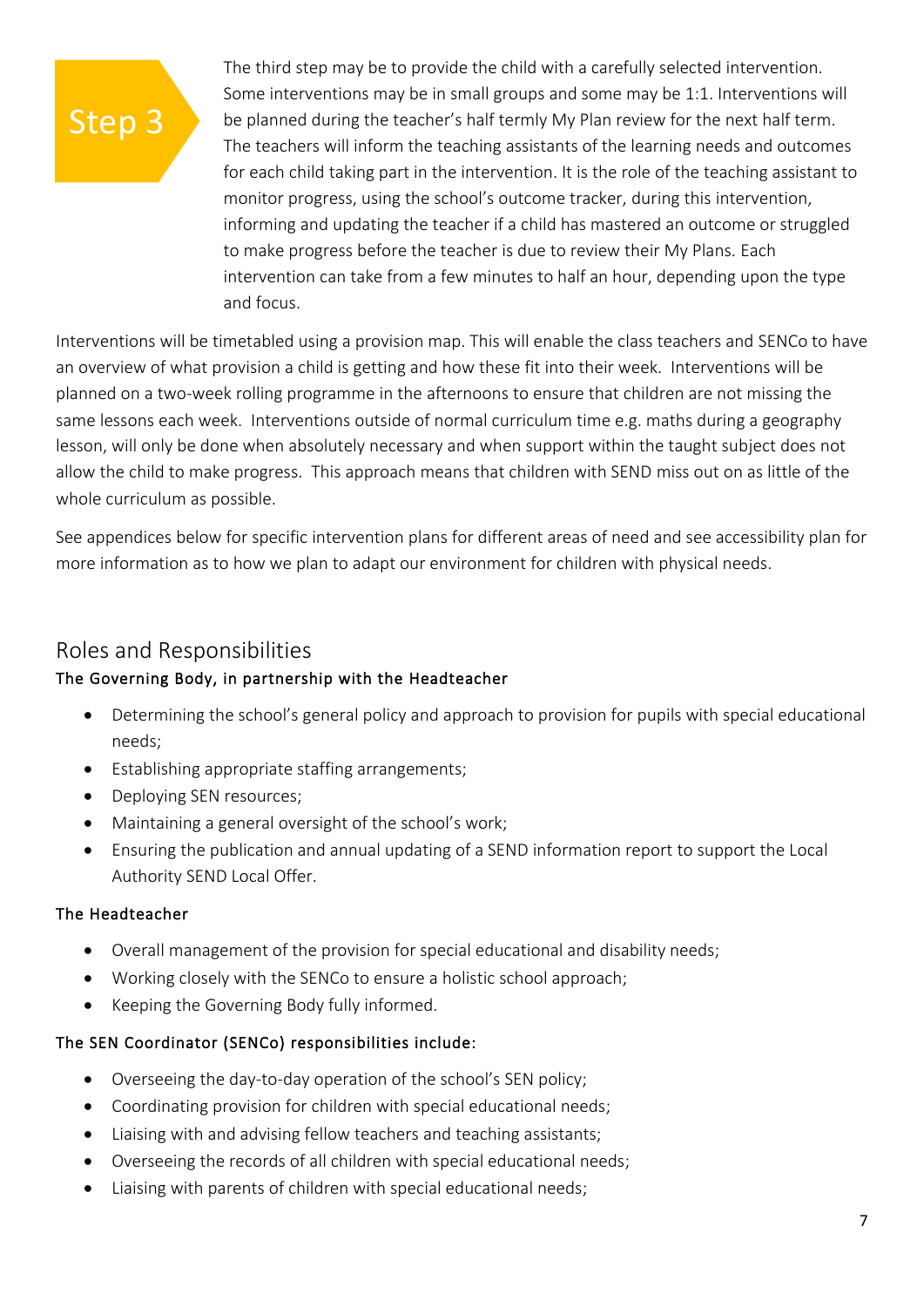**Step 3**

The third step may be to provide the child with a carefully selected intervention. Some interventions may be in small groups and some may be 1:1. Interventions will be planned during the teacher's half termly My Plan review for the next half term. The teachers will inform the teaching assistants of the learning needs and outcomes for each child taking part in the intervention. It is the role of the teaching assistant to monitor progress, using the school's outcome tracker, during this intervention, informing and updating the teacher if a child has mastered an outcome or struggled to make progress before the teacher is due to review their My Plans. Each intervention can take from a few minutes to half an hour, depending upon the type and focus.

Interventions will be timetabled using a provision map. This will enable the class teachers and SENCo to have an overview of what provision a child is getting and how these fit into their week. Interventions will be planned on a two-week rolling programme in the afternoons to ensure that children are not missing the same lessons each week. Interventions outside of normal curriculum time e.g. maths during a geography lesson, will only be done when absolutely necessary and when support within the taught subject does not allow the child to make progress. This approach means that children with SEND miss out on as little of the whole curriculum as possible.

See appendices below for specific intervention plans for different areas of need and see accessibility plan for more information as to how we plan to adapt our environment for children with physical needs.

## Roles and Responsibilities

### The Governing Body, in partnership with the Headteacher

- Determining the school's general policy and approach to provision for pupils with special educational needs;
- Establishing appropriate staffing arrangements;
- Deploying SEN resources;
- Maintaining a general oversight of the school's work;
- Ensuring the publication and annual updating of a SEND information report to support the Local Authority SEND Local Offer.

### The Headteacher

- Overall management of the provision for special educational and disability needs;
- Working closely with the SENCo to ensure a holistic school approach;
- Keeping the Governing Body fully informed.

### The SEN Coordinator (SENCo) responsibilities include:

- Overseeing the day-to-day operation of the school's SEN policy;
- Coordinating provision for children with special educational needs;
- Liaising with and advising fellow teachers and teaching assistants;
- Overseeing the records of all children with special educational needs;
- Liaising with parents of children with special educational needs;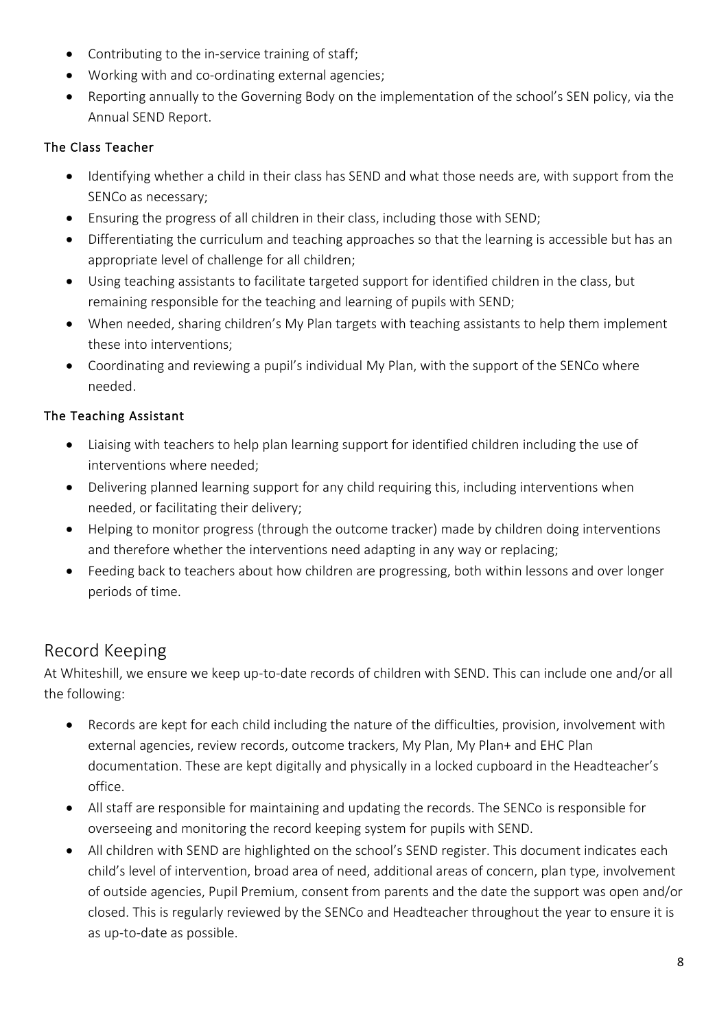- Contributing to the in-service training of staff;
- Working with and co-ordinating external agencies;
- Reporting annually to the Governing Body on the implementation of the school's SEN policy, via the Annual SEND Report.

### The Class Teacher

- Identifying whether a child in their class has SEND and what those needs are, with support from the SENCo as necessary;
- Ensuring the progress of all children in their class, including those with SEND;
- Differentiating the curriculum and teaching approaches so that the learning is accessible but has an appropriate level of challenge for all children;
- Using teaching assistants to facilitate targeted support for identified children in the class, but remaining responsible for the teaching and learning of pupils with SEND;
- When needed, sharing children's My Plan targets with teaching assistants to help them implement these into interventions;
- Coordinating and reviewing a pupil's individual My Plan, with the support of the SENCo where needed.

### The Teaching Assistant

- Liaising with teachers to help plan learning support for identified children including the use of interventions where needed;
- Delivering planned learning support for any child requiring this, including interventions when needed, or facilitating their delivery;
- Helping to monitor progress (through the outcome tracker) made by children doing interventions and therefore whether the interventions need adapting in any way or replacing;
- Feeding back to teachers about how children are progressing, both within lessons and over longer periods of time.

## Record Keeping

At Whiteshill, we ensure we keep up-to-date records of children with SEND. This can include one and/or all the following:

- Records are kept for each child including the nature of the difficulties, provision, involvement with external agencies, review records, outcome trackers, My Plan, My Plan+ and EHC Plan documentation. These are kept digitally and physically in a locked cupboard in the Headteacher's office.
- All staff are responsible for maintaining and updating the records. The SENCo is responsible for overseeing and monitoring the record keeping system for pupils with SEND.
- All children with SEND are highlighted on the school's SEND register. This document indicates each child's level of intervention, broad area of need, additional areas of concern, plan type, involvement of outside agencies, Pupil Premium, consent from parents and the date the support was open and/or closed. This is regularly reviewed by the SENCo and Headteacher throughout the year to ensure it is as up-to-date as possible.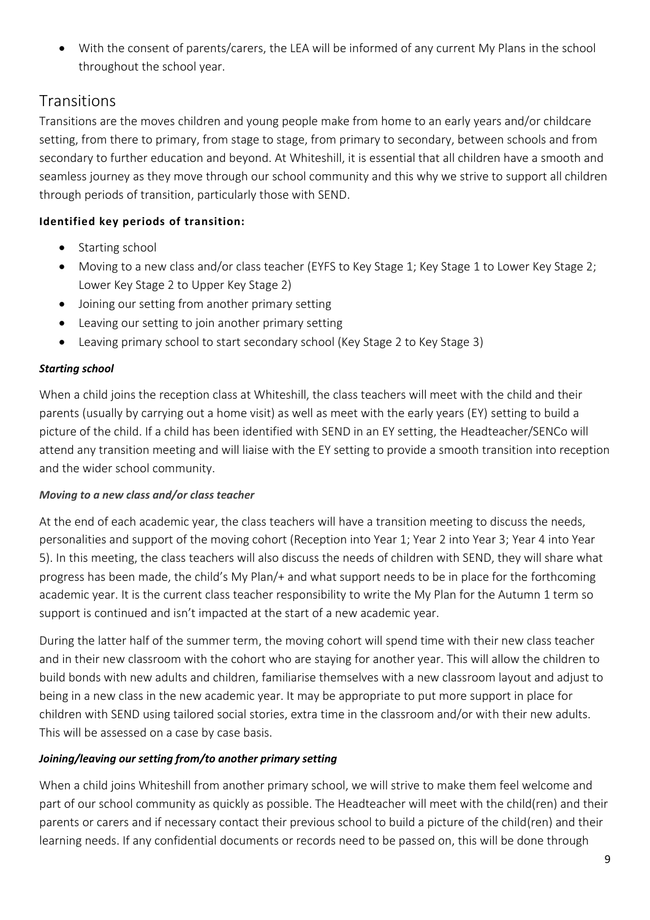- With the consent of parents/carers, the LEA will be informed of any current My Plans in the school throughout the school year.

## Transitions

Transitions are the moves children and young people make from home to an early years and/or childcare setting, from there to primary, from stage to stage, from primary to secondary, between schools and from secondary to further education and beyond. At Whiteshill, it is essential that all children have a smooth and seamless journey as they move through our school community and this why we strive to support all children through periods of transition, particularly those with SEND.

**Identified key periods of transition:**

- Starting school
- Moving to a new class and/or class teacher (EYFS to Key Stage 1; Key Stage 1 to Lower Key Stage 2; Lower Key Stage 2 to Upper Key Stage 2)
- Joining our setting from another primary setting
- Leaving our setting to join another primary setting
- Leaving primary school to start secondary school (Key Stage 2 to Key Stage 3)

***Starting school***

When a child joins the reception class at Whiteshill, the class teachers will meet with the child and their parents (usually by carrying out a home visit) as well as meet with the early years (EY) setting to build a picture of the child. If a child has been identified with SEND in an EY setting, the Headteacher/SENCo will attend any transition meeting and will liaise with the EY setting to provide a smooth transition into reception and the wider school community.

***Moving to a new class and/or class teacher***

At the end of each academic year, the class teachers will have a transition meeting to discuss the needs, personalities and support of the moving cohort (Reception into Year 1; Year 2 into Year 3; Year 4 into Year 5). In this meeting, the class teachers will also discuss the needs of children with SEND, they will share what progress has been made, the child's My Plan/+ and what support needs to be in place for the forthcoming academic year. It is the current class teacher responsibility to write the My Plan for the Autumn 1 term so support is continued and isn't impacted at the start of a new academic year.

During the latter half of the summer term, the moving cohort will spend time with their new class teacher and in their new classroom with the cohort who are staying for another year. This will allow the children to build bonds with new adults and children, familiarise themselves with a new classroom layout and adjust to being in a new class in the new academic year. It may be appropriate to put more support in place for children with SEND using tailored social stories, extra time in the classroom and/or with their new adults. This will be assessed on a case by case basis.

***Joining/leaving our setting from/to another primary setting***

When a child joins Whiteshill from another primary school, we will strive to make them feel welcome and part of our school community as quickly as possible. The Headteacher will meet with the child(ren) and their parents or carers and if necessary contact their previous school to build a picture of the child(ren) and their learning needs. If any confidential documents or records need to be passed on, this will be done through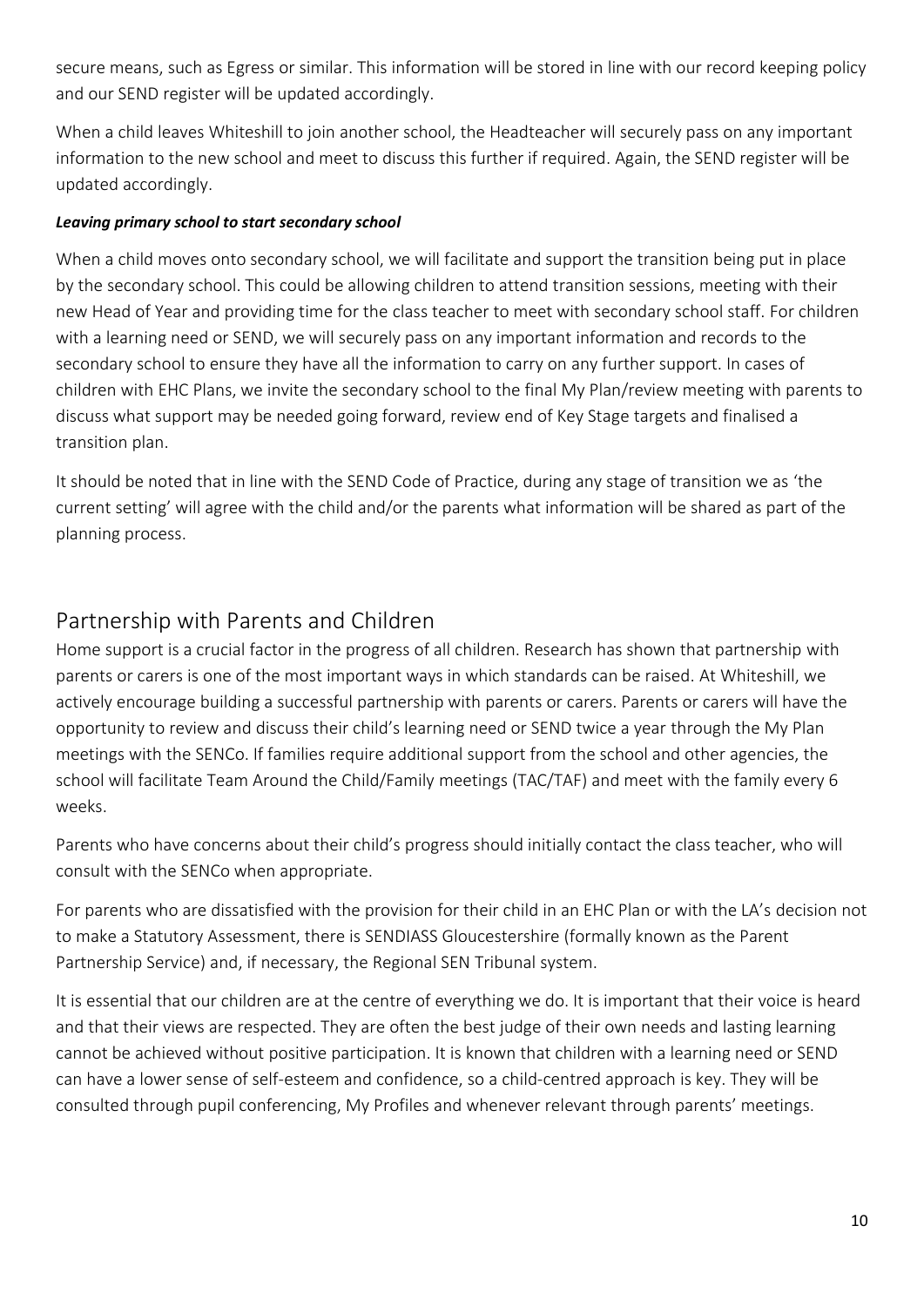secure means, such as Egress or similar. This information will be stored in line with our record keeping policy and our SEND register will be updated accordingly.

When a child leaves Whiteshill to join another school, the Headteacher will securely pass on any important information to the new school and meet to discuss this further if required. Again, the SEND register will be updated accordingly.

***Leaving primary school to start secondary school***

When a child moves onto secondary school, we will facilitate and support the transition being put in place by the secondary school. This could be allowing children to attend transition sessions, meeting with their new Head of Year and providing time for the class teacher to meet with secondary school staff. For children with a learning need or SEND, we will securely pass on any important information and records to the secondary school to ensure they have all the information to carry on any further support. In cases of children with EHC Plans, we invite the secondary school to the final My Plan/review meeting with parents to discuss what support may be needed going forward, review end of Key Stage targets and finalised a transition plan.

It should be noted that in line with the SEND Code of Practice, during any stage of transition we as 'the current setting' will agree with the child and/or the parents what information will be shared as part of the planning process.

## Partnership with Parents and Children

Home support is a crucial factor in the progress of all children. Research has shown that partnership with parents or carers is one of the most important ways in which standards can be raised. At Whiteshill, we actively encourage building a successful partnership with parents or carers. Parents or carers will have the opportunity to review and discuss their child's learning need or SEND twice a year through the My Plan meetings with the SENCo. If families require additional support from the school and other agencies, the school will facilitate Team Around the Child/Family meetings (TAC/TAF) and meet with the family every 6 weeks.

Parents who have concerns about their child's progress should initially contact the class teacher, who will consult with the SENCo when appropriate.

For parents who are dissatisfied with the provision for their child in an EHC Plan or with the LA's decision not to make a Statutory Assessment, there is SENDIASS Gloucestershire (formally known as the Parent Partnership Service) and, if necessary, the Regional SEN Tribunal system.

It is essential that our children are at the centre of everything we do. It is important that their voice is heard and that their views are respected. They are often the best judge of their own needs and lasting learning cannot be achieved without positive participation. It is known that children with a learning need or SEND can have a lower sense of self-esteem and confidence, so a child-centred approach is key. They will be consulted through pupil conferencing, My Profiles and whenever relevant through parents' meetings.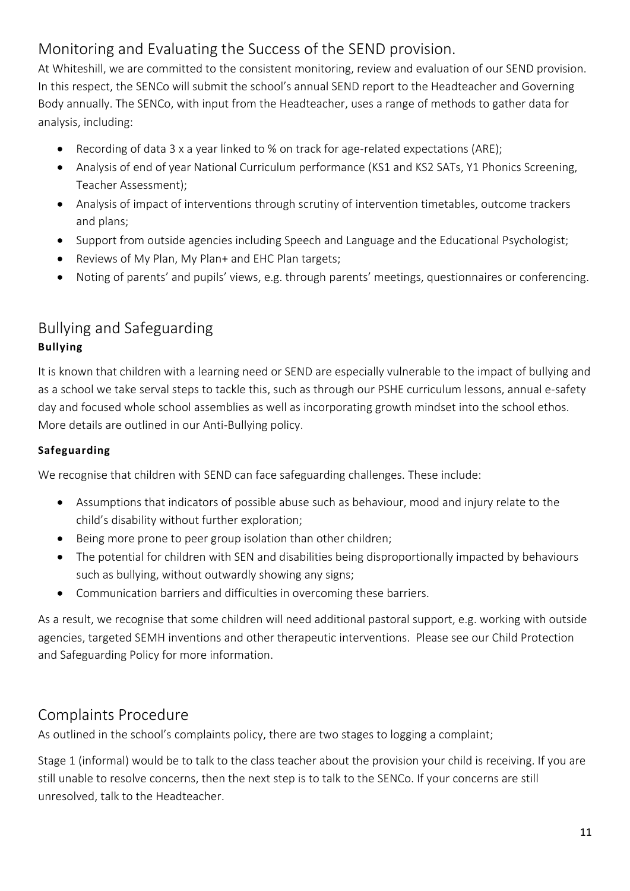## Monitoring and Evaluating the Success of the SEND provision.

At Whiteshill, we are committed to the consistent monitoring, review and evaluation of our SEND provision. In this respect, the SENCo will submit the school's annual SEND report to the Headteacher and Governing Body annually. The SENCo, with input from the Headteacher, uses a range of methods to gather data for analysis, including:

- Recording of data 3 x a year linked to % on track for age-related expectations (ARE);
- Analysis of end of year National Curriculum performance (KS1 and KS2 SATs, Y1 Phonics Screening, Teacher Assessment);
- Analysis of impact of interventions through scrutiny of intervention timetables, outcome trackers and plans;
- Support from outside agencies including Speech and Language and the Educational Psychologist;
- Reviews of My Plan, My Plan+ and EHC Plan targets;
- Noting of parents' and pupils' views, e.g. through parents' meetings, questionnaires or conferencing.

## Bullying and Safeguarding

### Bullying

It is known that children with a learning need or SEND are especially vulnerable to the impact of bullying and as a school we take serval steps to tackle this, such as through our PSHE curriculum lessons, annual e-safety day and focused whole school assemblies as well as incorporating growth mindset into the school ethos. More details are outlined in our Anti-Bullying policy.

### Safeguarding

We recognise that children with SEND can face safeguarding challenges. These include:

- Assumptions that indicators of possible abuse such as behaviour, mood and injury relate to the child's disability without further exploration;
- Being more prone to peer group isolation than other children;
- The potential for children with SEN and disabilities being disproportionally impacted by behaviours such as bullying, without outwardly showing any signs;
- Communication barriers and difficulties in overcoming these barriers.

As a result, we recognise that some children will need additional pastoral support, e.g. working with outside agencies, targeted SEMH inventions and other therapeutic interventions. Please see our Child Protection and Safeguarding Policy for more information.

## Complaints Procedure

As outlined in the school's complaints policy, there are two stages to logging a complaint;

Stage 1 (informal) would be to talk to the class teacher about the provision your child is receiving. If you are still unable to resolve concerns, then the next step is to talk to the SENCo. If your concerns are still unresolved, talk to the Headteacher.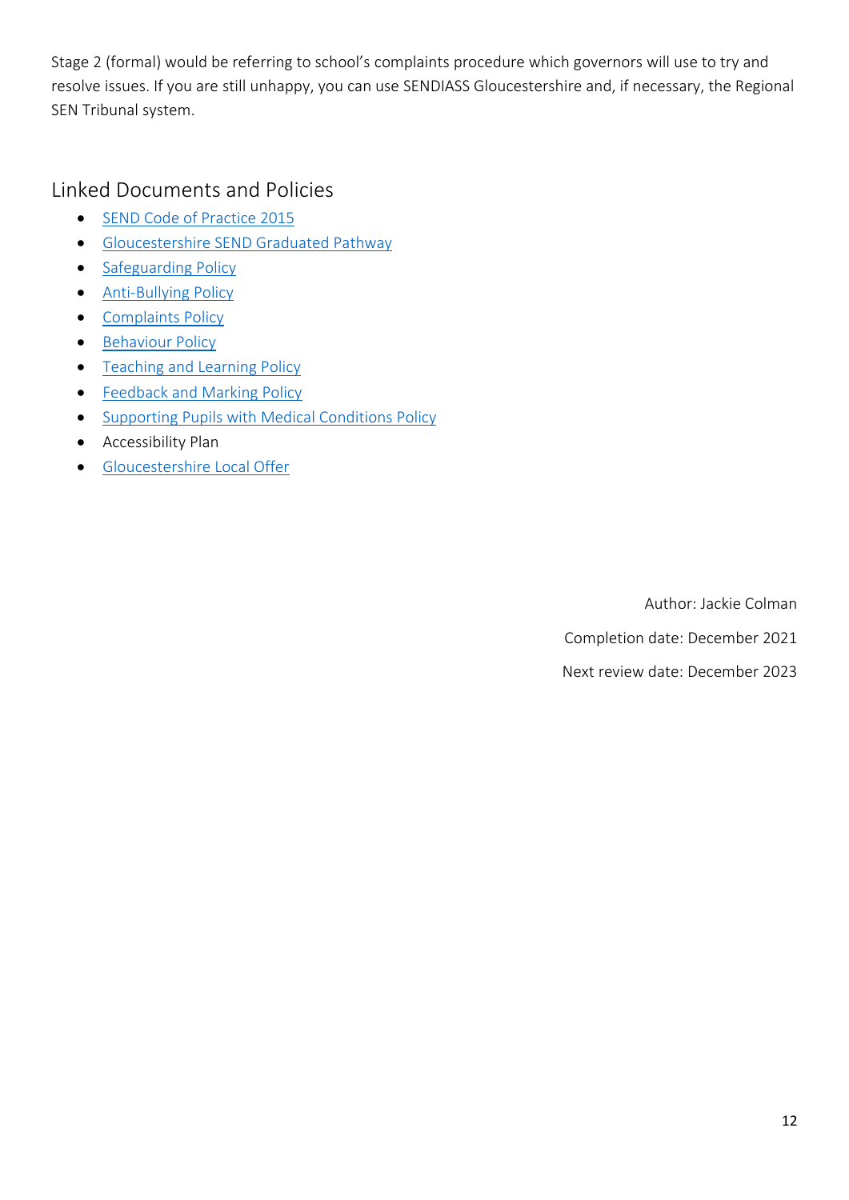Stage 2 (formal) would be referring to school's complaints procedure which governors will use to try and resolve issues. If you are still unhappy, you can use SENDIASS Gloucestershire and, if necessary, the Regional SEN Tribunal system.

## Linked Documents and Policies

- SEND Code of Practice 2015
- Gloucestershire SEND Graduated Pathway
- Safeguarding Policy
- Anti-Bullying Policy
- Complaints Policy
- Behaviour Policy
- Teaching and Learning Policy
- Feedback and Marking Policy
- Supporting Pupils with Medical Conditions Policy
- Accessibility Plan
- Gloucestershire Local Offer

Author: Jackie Colman

Completion date: December 2021

Next review date: December 2023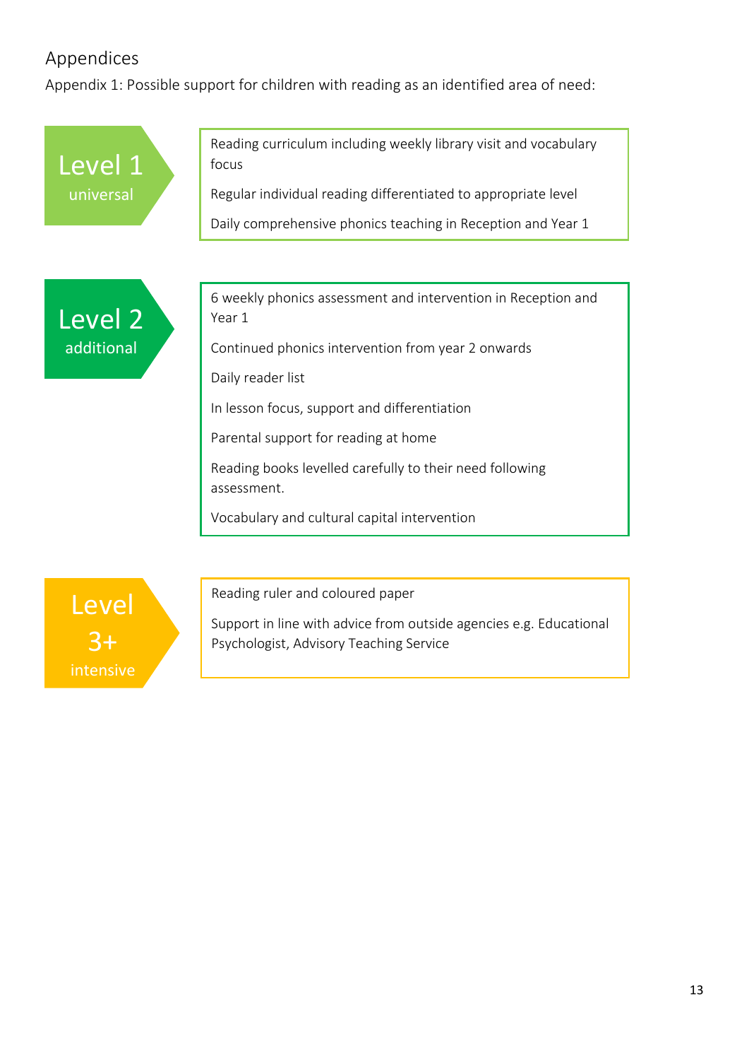## Appendices

Appendix 1: Possible support for children with reading as an identified area of need:

### Level 1 universal

- Reading curriculum including weekly library visit and vocabulary focus
- Regular individual reading differentiated to appropriate level
- Daily comprehensive phonics teaching in Reception and Year 1

### Level 2 additional

- 6 weekly phonics assessment and intervention in Reception and Year 1
- Continued phonics intervention from year 2 onwards
- Daily reader list
- In lesson focus, support and differentiation
- Parental support for reading at home
- Reading books levelled carefully to their need following assessment.
- Vocabulary and cultural capital intervention

### Level 3+ intensive

- Reading ruler and coloured paper
- Support in line with advice from outside agencies e.g. Educational Psychologist, Advisory Teaching Service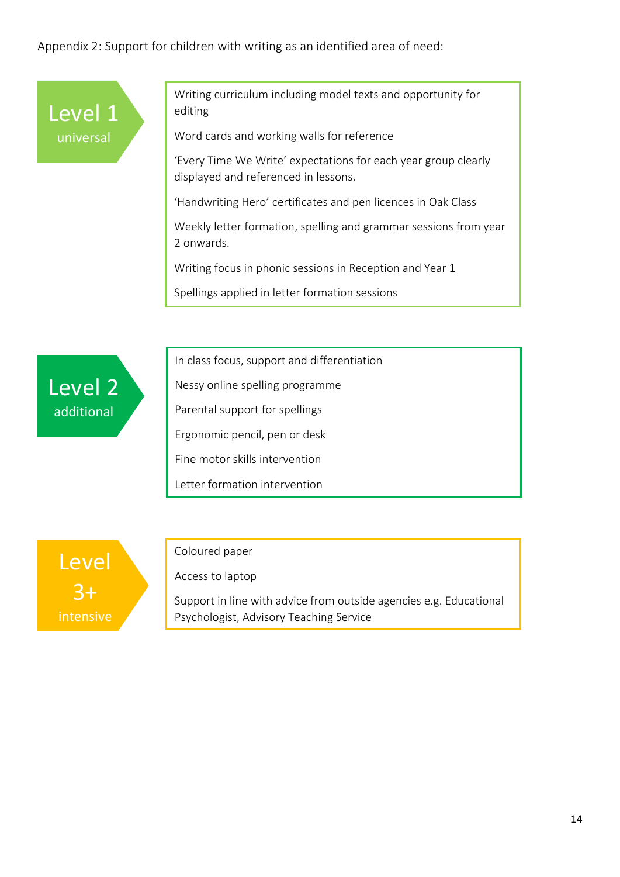Appendix 2: Support for children with writing as an identified area of need:

## Level 1 universal

- Writing curriculum including model texts and opportunity for editing
- Word cards and working walls for reference
- 'Every Time We Write' expectations for each year group clearly displayed and referenced in lessons.
- 'Handwriting Hero' certificates and pen licences in Oak Class
- Weekly letter formation, spelling and grammar sessions from year 2 onwards.
- Writing focus in phonic sessions in Reception and Year 1
- Spellings applied in letter formation sessions

## Level 2 additional

- In class focus, support and differentiation
- Nessy online spelling programme
- Parental support for spellings
- Ergonomic pencil, pen or desk
- Fine motor skills intervention
- Letter formation intervention

## Level 3+ intensive

- Coloured paper
- Access to laptop
- Support in line with advice from outside agencies e.g. Educational Psychologist, Advisory Teaching Service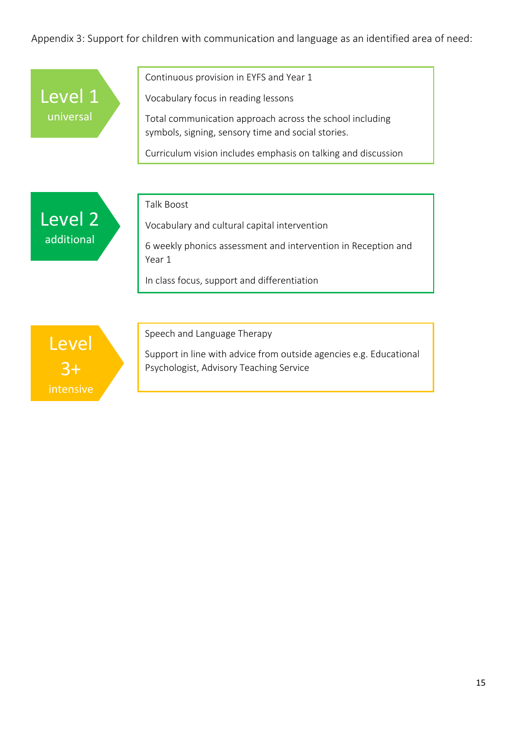Appendix 3: Support for children with communication and language as an identified area of need:

**Level 1** universal

- Continuous provision in EYFS and Year 1
- Vocabulary focus in reading lessons
- Total communication approach across the school including symbols, signing, sensory time and social stories.
- Curriculum vision includes emphasis on talking and discussion

**Level 2** additional

- Talk Boost
- Vocabulary and cultural capital intervention
- 6 weekly phonics assessment and intervention in Reception and Year 1
- In class focus, support and differentiation

**Level 3+** intensive

- Speech and Language Therapy
- Support in line with advice from outside agencies e.g. Educational Psychologist, Advisory Teaching Service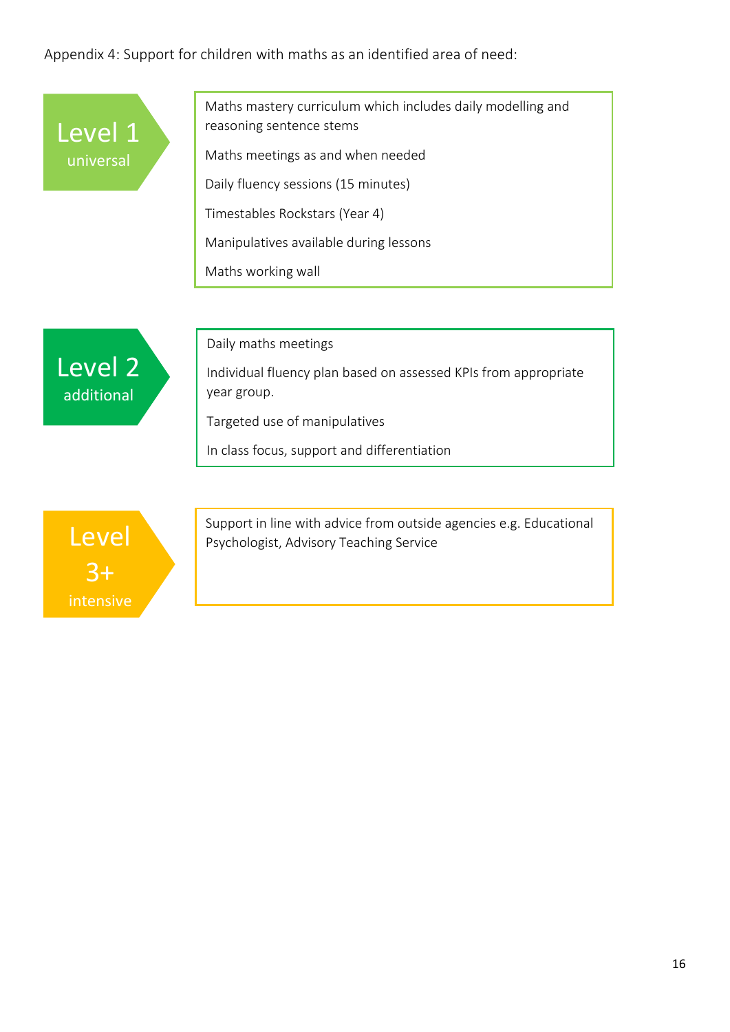Appendix 4: Support for children with maths as an identified area of need:

**Level 1** universal

- Maths mastery curriculum which includes daily modelling and reasoning sentence stems
- Maths meetings as and when needed
- Daily fluency sessions (15 minutes)
- Timestables Rockstars (Year 4)
- Manipulatives available during lessons
- Maths working wall

**Level 2** additional

- Daily maths meetings
- Individual fluency plan based on assessed KPIs from appropriate year group.
- Targeted use of manipulatives
- In class focus, support and differentiation

**Level 3+** intensive

- Support in line with advice from outside agencies e.g. Educational Psychologist, Advisory Teaching Service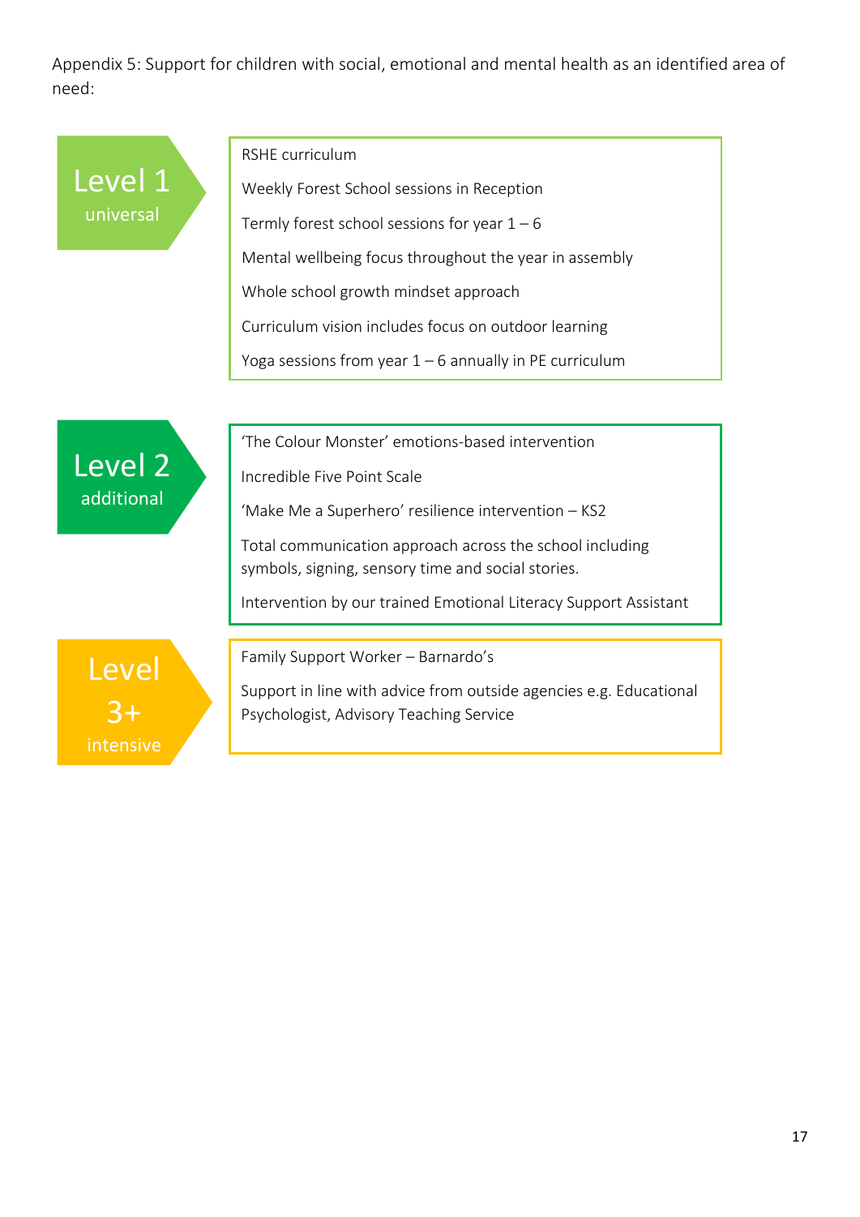Appendix 5: Support for children with social, emotional and mental health as an identified area of need:

**Level 1**
universal

- RSHE curriculum
- Weekly Forest School sessions in Reception
- Termly forest school sessions for year 1 – 6
- Mental wellbeing focus throughout the year in assembly
- Whole school growth mindset approach
- Curriculum vision includes focus on outdoor learning
- Yoga sessions from year 1 – 6 annually in PE curriculum

**Level 2**
additional

- 'The Colour Monster' emotions-based intervention
- Incredible Five Point Scale
- 'Make Me a Superhero' resilience intervention – KS2
- Total communication approach across the school including symbols, signing, sensory time and social stories.
- Intervention by our trained Emotional Literacy Support Assistant

**Level 3+**
intensive

- Family Support Worker – Barnardo's
- Support in line with advice from outside agencies e.g. Educational Psychologist, Advisory Teaching Service